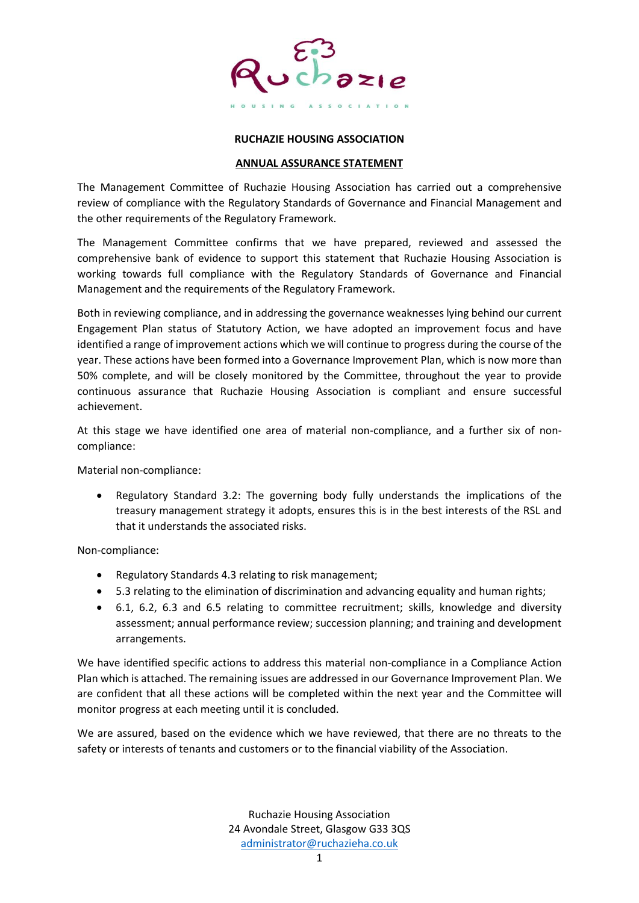# RUCHAZIE HOUSING ASSOCIATION

## ANNUAL ASSURANCE STATEMENT

The Management Committee of Ruchazie Housing Association has carried out a comprehensive review of compliance with the Regulatory Standards of Governance and Financial Management and the other requirements of the Regulatory Framework.

The Management Committee confirms that we have prepared, reviewed and assessed the comprehensive bank of evidence to support this statement that Ruchazie Housing Association is working towards full compliance with the Regulatory Standards of Governance and Financial Management and the requirements of the Regulatory Framework.

Both in reviewing compliance, and in addressing the governance weaknesses lying behind our current Engagement Plan status of Statutory Action, we have adopted an improvement focus and have identified a range of improvement actions which we will continue to progress during the course of the year. These actions have been formed into a Governance Improvement Plan, which is now more than 50% complete, and will be closely monitored by the Committee, throughout the year to provide continuous assurance that Ruchazie Housing Association is compliant and ensure successful achievement.

At this stage we have identified one area of material non-compliance, and a further six of non-compliance:

Material non-compliance:

- Regulatory Standard 3.2: The governing body fully understands the implications of the treasury management strategy it adopts, ensures this is in the best interests of the RSL and that it understands the associated risks.

Non-compliance:

- Regulatory Standards 4.3 relating to risk management;
- 5.3 relating to the elimination of discrimination and advancing equality and human rights;
- 6.1, 6.2, 6.3 and 6.5 relating to committee recruitment; skills, knowledge and diversity assessment; annual performance review; succession planning; and training and development arrangements.

We have identified specific actions to address this material non-compliance in a Compliance Action Plan which is attached. The remaining issues are addressed in our Governance Improvement Plan. We are confident that all these actions will be completed within the next year and the Committee will monitor progress at each meeting until it is concluded.

We are assured, based on the evidence which we have reviewed, that there are no threats to the safety or interests of tenants and customers or to the financial viability of the Association.

Ruchazie Housing Association
24 Avondale Street, Glasgow G33 3QS
administrator@ruchazieha.co.uk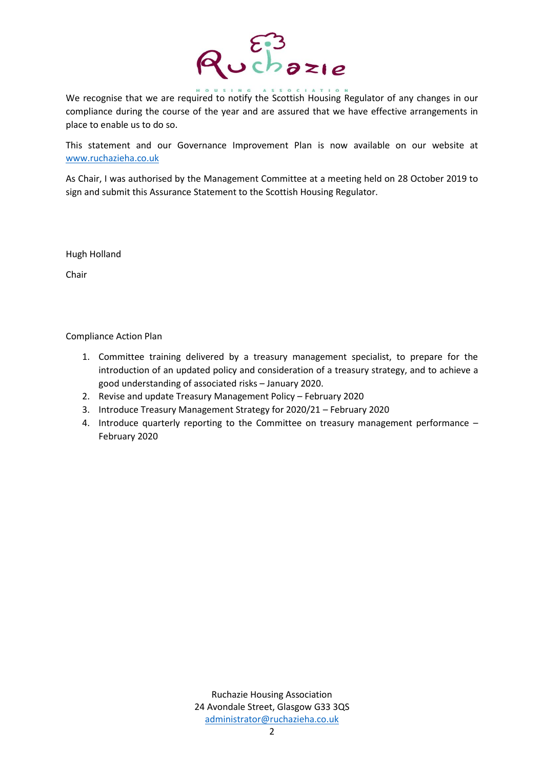We recognise that we are required to notify the Scottish Housing Regulator of any changes in our compliance during the course of the year and are assured that we have effective arrangements in place to enable us to do so.

This statement and our Governance Improvement Plan is now available on our website at www.ruchazieha.co.uk

As Chair, I was authorised by the Management Committee at a meeting held on 28 October 2019 to sign and submit this Assurance Statement to the Scottish Housing Regulator.

Hugh Holland

Chair

Compliance Action Plan

1. Committee training delivered by a treasury management specialist, to prepare for the introduction of an updated policy and consideration of a treasury strategy, and to achieve a good understanding of associated risks – January 2020.
2. Revise and update Treasury Management Policy – February 2020
3. Introduce Treasury Management Strategy for 2020/21 – February 2020
4. Introduce quarterly reporting to the Committee on treasury management performance – February 2020

Ruchazie Housing Association
24 Avondale Street, Glasgow G33 3QS
administrator@ruchazieha.co.uk